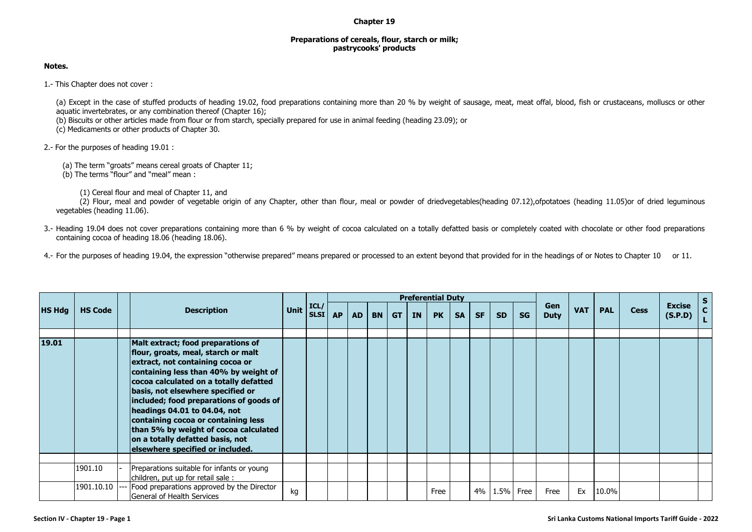# Chapter 19

## Preparations of cereals, flour, starch or milk; pastrycooks' products

**Notes.**

1.- This Chapter does not cover :

(a) Except in the case of stuffed products of heading 19.02, food preparations containing more than 20 % by weight of sausage, meat, meat offal, blood, fish or crustaceans, molluscs or other aquatic invertebrates, or any combination thereof (Chapter 16);
(b) Biscuits or other articles made from flour or from starch, specially prepared for use in animal feeding (heading 23.09); or
(c) Medicaments or other products of Chapter 30.

2.- For the purposes of heading 19.01 :

(a) The term "groats" means cereal groats of Chapter 11;
(b) The terms "flour" and "meal" mean :

(1) Cereal flour and meal of Chapter 11, and
(2) Flour, meal and powder of vegetable origin of any Chapter, other than flour, meal or powder of driedvegetables(heading 07.12),ofpotatoes (heading 11.05)or of dried leguminous vegetables (heading 11.06).

3.- Heading 19.04 does not cover preparations containing more than 6 % by weight of cocoa calculated on a totally defatted basis or completely coated with chocolate or other food preparations containing cocoa of heading 18.06 (heading 18.06).

4.- For the purposes of heading 19.04, the expression "otherwise prepared" means prepared or processed to an extent beyond that provided for in the headings of or Notes to Chapter 10 or 11.

| HS Hdg | HS Code | | Description | Unit | ICL/ SLSI | Preferential Duty | | | | | | | | | | Gen Duty | VAT | PAL | Cess | Excise (S.P.D) | SCL |
|---|---|---|---|---|---|---|---|---|---|---|---|---|---|---|---|---|---|---|---|---|---|
| | | | | | | AP | AD | BN | GT | IN | PK | SA | SF | SD | SG | | | | | | |
| | | | | | | | | | | | | | | | | | | | | | |
| **19.01** | | | **Malt extract; food preparations of flour, groats, meal, starch or malt extract, not containing cocoa or containing less than 40% by weight of cocoa calculated on a totally defatted basis, not elsewhere specified or included; food preparations of goods of headings 04.01 to 04.04, not containing cocoa or containing less than 5% by weight of cocoa calculated on a totally defatted basis, not elsewhere specified or included.** | | | | | | | | | | | | | | | | | | |
| | | | | | | | | | | | | | | | | | | | | | |
| | 1901.10 | - | Preparations suitable for infants or young children, put up for retail sale : | | | | | | | | | | | | | | | | | | |
| | 1901.10.10 | --- | Food preparations approved by the Director General of Health Services | kg | | | | | | | Free | | 4% | 1.5% | Free | Free | Ex | 10.0% | | | |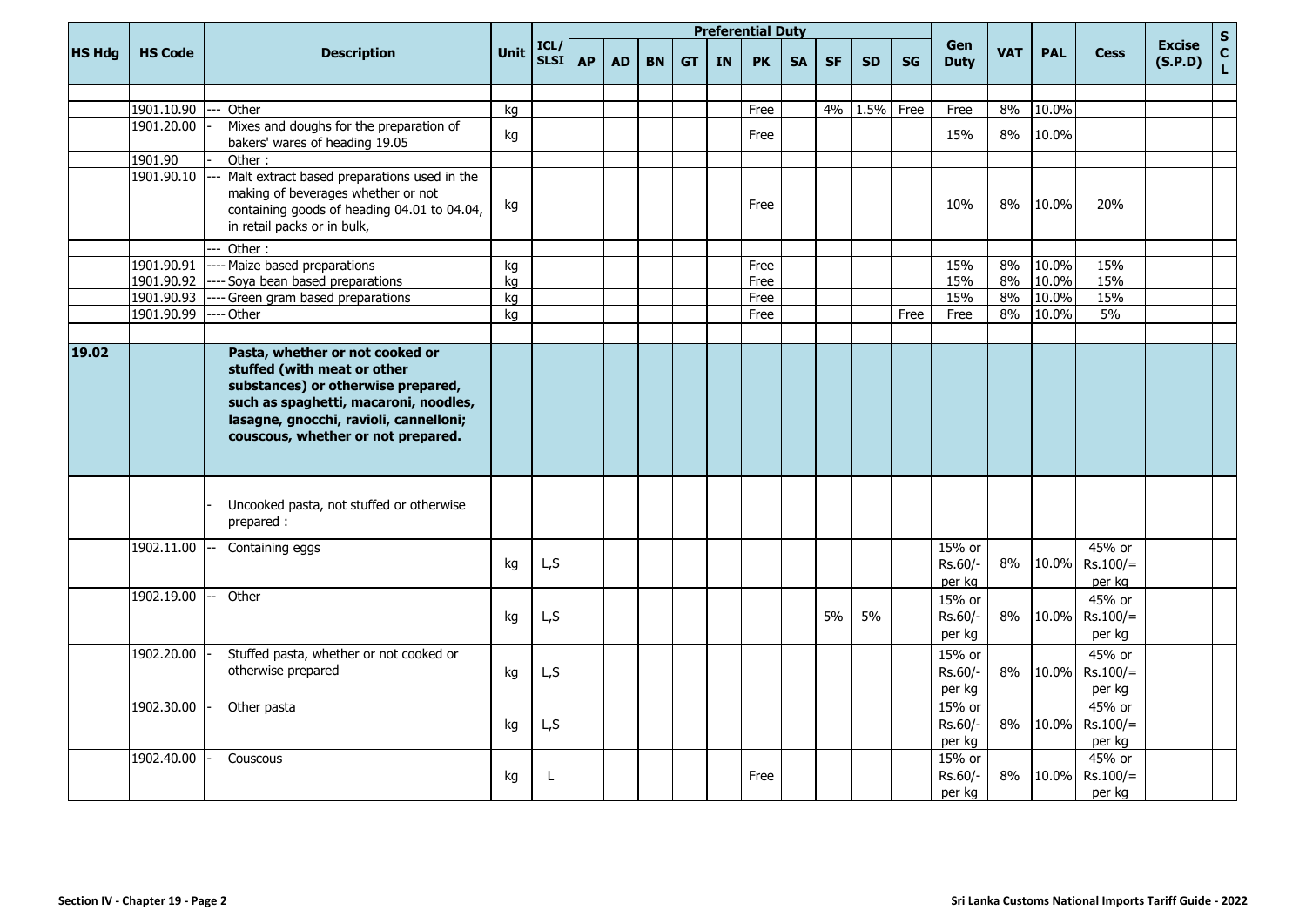| HS Hdg | HS Code | | Description | Unit | ICL/ SLSI | Preferential Duty | | | | | | | | | | Gen Duty | VAT | PAL | Cess | Excise (S.P.D) | S C L |
|---|---|---|---|---|---|---|---|---|---|---|---|---|---|---|---|---|---|---|---|---|---|
| | | | | | | AP | AD | BN | GT | IN | PK | SA | SF | SD | SG | | | | | | |
| | 1901.10.90 | --- | Other | kg | | | | | | | Free | | 4% | 1.5% | Free | Free | 8% | 10.0% | | | |
| | 1901.20.00 | - | Mixes and doughs for the preparation of bakers' wares of heading 19.05 | kg | | | | | | | Free | | | | | 15% | 8% | 10.0% | | | |
| | 1901.90 | - | Other : | | | | | | | | | | | | | | | | | | |
| | 1901.90.10 | --- | Malt extract based preparations used in the making of beverages whether or not containing goods of heading 04.01 to 04.04, in retail packs or in bulk, | kg | | | | | | | Free | | | | | 10% | 8% | 10.0% | 20% | | |
| | | --- | Other : | | | | | | | | | | | | | | | | | | |
| | 1901.90.91 | ---- | Maize based preparations | kg | | | | | | | Free | | | | | 15% | 8% | 10.0% | 15% | | |
| | 1901.90.92 | ---- | Soya bean based preparations | kg | | | | | | | Free | | | | | 15% | 8% | 10.0% | 15% | | |
| | 1901.90.93 | ---- | Green gram based preparations | kg | | | | | | | Free | | | | | 15% | 8% | 10.0% | 15% | | |
| | 1901.90.99 | ---- | Other | kg | | | | | | | Free | | | | Free | Free | 8% | 10.0% | 5% | | |
| **19.02** | | | **Pasta, whether or not cooked or stuffed (with meat or other substances) or otherwise prepared, such as spaghetti, macaroni, noodles, lasagne, gnocchi, ravioli, cannelloni; couscous, whether or not prepared.** | | | | | | | | | | | | | | | | | | |
| | | - | Uncooked pasta, not stuffed or otherwise prepared : | | | | | | | | | | | | | | | | | | |
| | 1902.11.00 | -- | Containing eggs | kg | L,S | | | | | | | | | | | 15% or Rs.60/- per kg | 8% | 10.0% | 45% or Rs.100/= per kg | | |
| | 1902.19.00 | -- | Other | kg | L,S | | | | | | | | 5% | 5% | | 15% or Rs.60/- per kg | 8% | 10.0% | 45% or Rs.100/= per kg | | |
| | 1902.20.00 | - | Stuffed pasta, whether or not cooked or otherwise prepared | kg | L,S | | | | | | | | | | | 15% or Rs.60/- per kg | 8% | 10.0% | 45% or Rs.100/= per kg | | |
| | 1902.30.00 | - | Other pasta | kg | L,S | | | | | | | | | | | 15% or Rs.60/- per kg | 8% | 10.0% | 45% or Rs.100/= per kg | | |
| | 1902.40.00 | - | Couscous | kg | L | | | | | | Free | | | | | 15% or Rs.60/- per kg | 8% | 10.0% | 45% or Rs.100/= per kg | | |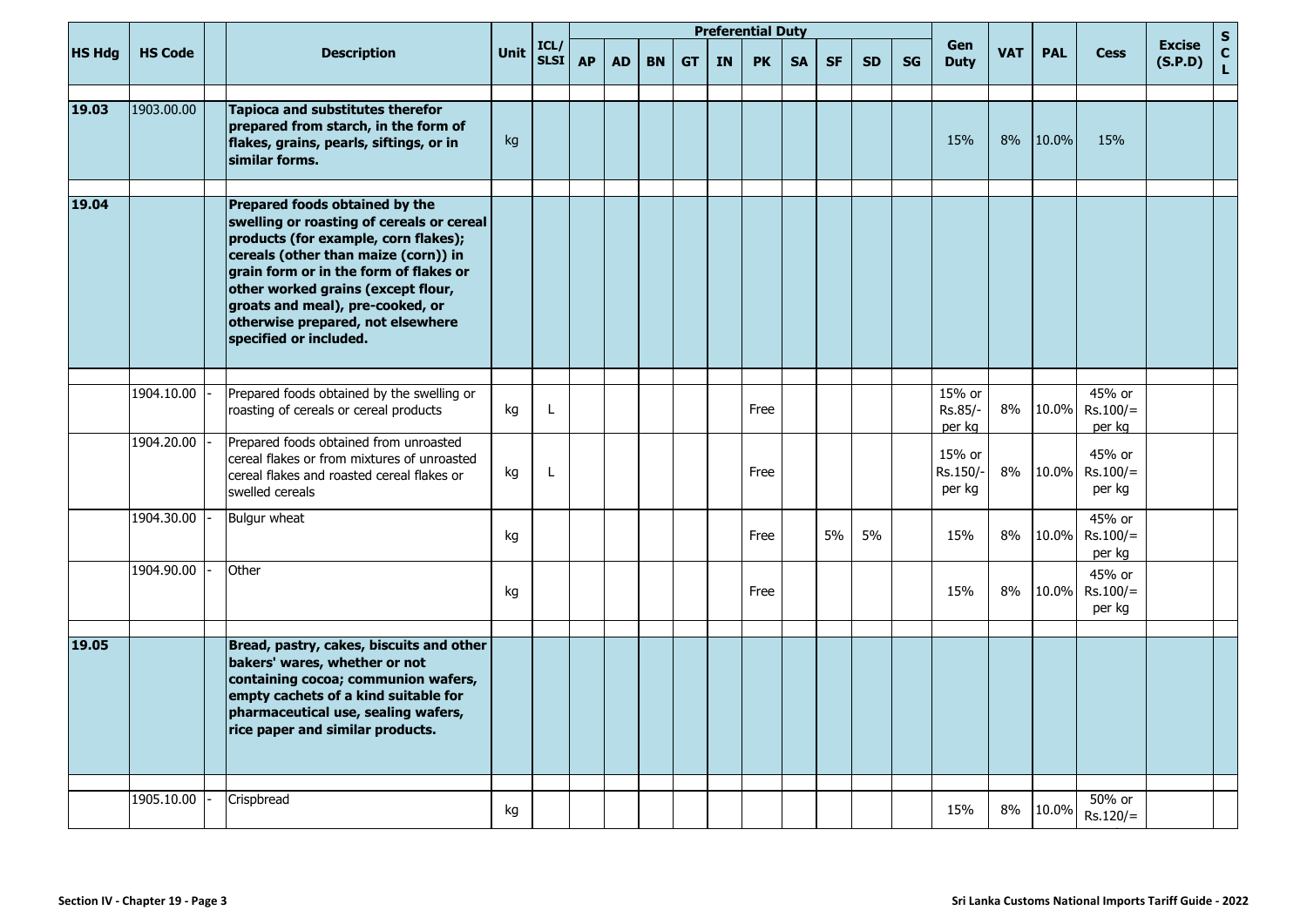| HS Hdg | HS Code | | Description | Unit | ICL/ SLSI | Preferential Duty | | | | | | | | | | Gen Duty | VAT | PAL | Cess | Excise (S.P.D) | S C L |
|---|---|---|---|---|---|---|---|---|---|---|---|---|---|---|---|---|---|---|---|---|---|
| | | | | | | AP | AD | BN | GT | IN | PK | SA | SF | SD | SG | | | | | | |
| **19.03** | 1903.00.00 | | **Tapioca and substitutes therefor prepared from starch, in the form of flakes, grains, pearls, siftings, or in similar forms.** | kg | | | | | | | | | | | | 15% | 8% | 10.0% | 15% | | |
| **19.04** | | | **Prepared foods obtained by the swelling or roasting of cereals or cereal products (for example, corn flakes); cereals (other than maize (corn)) in grain form or in the form of flakes or other worked grains (except flour, groats and meal), pre-cooked, or otherwise prepared, not elsewhere specified or included.** | | | | | | | | | | | | | | | | | | |
| | 1904.10.00 | - | Prepared foods obtained by the swelling or roasting of cereals or cereal products | kg | L | | | | | | Free | | | | | 15% or Rs.85/- per kg | 8% | 10.0% | 45% or Rs.100/= per kg | | |
| | 1904.20.00 | - | Prepared foods obtained from unroasted cereal flakes or from mixtures of unroasted cereal flakes and roasted cereal flakes or swelled cereals | kg | L | | | | | | Free | | | | | 15% or Rs.150/- per kg | 8% | 10.0% | 45% or Rs.100/= per kg | | |
| | 1904.30.00 | - | Bulgur wheat | kg | | | | | | | Free | | 5% | 5% | | 15% | 8% | 10.0% | 45% or Rs.100/= per kg | | |
| | 1904.90.00 | - | Other | kg | | | | | | | Free | | | | | 15% | 8% | 10.0% | 45% or Rs.100/= per kg | | |
| **19.05** | | | **Bread, pastry, cakes, biscuits and other bakers' wares, whether or not containing cocoa; communion wafers, empty cachets of a kind suitable for pharmaceutical use, sealing wafers, rice paper and similar products.** | | | | | | | | | | | | | | | | | | |
| | 1905.10.00 | - | Crispbread | kg | | | | | | | | | | | | 15% | 8% | 10.0% | 50% or Rs.120/= | | |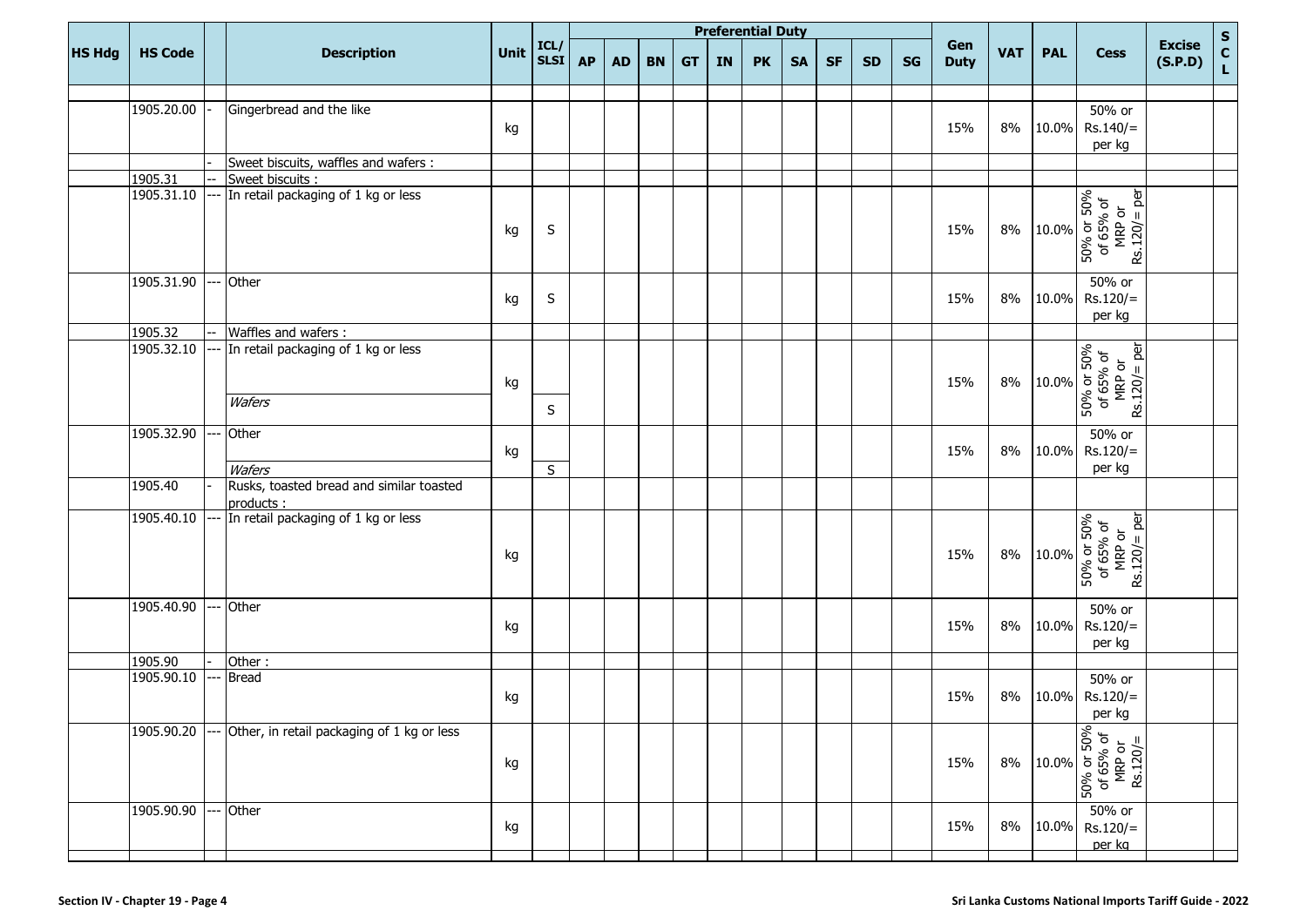| HS Hdg | HS Code | | Description | Unit | ICL/ SLSI | Preferential Duty | | | | | | | | | | Gen Duty | VAT | PAL | Cess | Excise (S.P.D) | SCL |
|---|---|---|---|---|---|---|---|---|---|---|---|---|---|---|---|---|---|---|---|---|---|
| | | | | | | AP | AD | BN | GT | IN | PK | SA | SF | SD | SG | | | | | | |
| | 1905.20.00 | - | Gingerbread and the like | kg | | | | | | | | | | | | 15% | 8% | 10.0% | 50% or Rs.140/= per kg | | |
| | | - | Sweet biscuits, waffles and wafers : | | | | | | | | | | | | | | | | | | |
| | 1905.31 | -- | Sweet biscuits : | | | | | | | | | | | | | | | | | | |
| | 1905.31.10 | --- | In retail packaging of 1 kg or less | kg | S | | | | | | | | | | | 15% | 8% | 10.0% | 50% or 50% of 65% of MRP or Rs.120/= per | | |
| | 1905.31.90 | --- | Other | kg | S | | | | | | | | | | | 15% | 8% | 10.0% | 50% or Rs.120/= per kg | | |
| | 1905.32 | -- | Waffles and wafers : | | | | | | | | | | | | | | | | | | |
| | 1905.32.10 | --- | In retail packaging of 1 kg or less | kg | | | | | | | | | | | | 15% | 8% | 10.0% | 50% or 50% of 65% of MRP or Rs.120/= per | | |
| | | | *Wafers* | | S | | | | | | | | | | | | | | | | |
| | 1905.32.90 | --- | Other | kg | | | | | | | | | | | | 15% | 8% | 10.0% | 50% or Rs.120/= per kg | | |
| | | | *Wafers* | | S | | | | | | | | | | | | | | | | |
| | 1905.40 | - | Rusks, toasted bread and similar toasted products : | | | | | | | | | | | | | | | | | | |
| | 1905.40.10 | --- | In retail packaging of 1 kg or less | kg | | | | | | | | | | | | 15% | 8% | 10.0% | 50% or 50% of 65% of MRP or Rs.120/= per | | |
| | 1905.40.90 | --- | Other | kg | | | | | | | | | | | | 15% | 8% | 10.0% | 50% or Rs.120/= per kg | | |
| | 1905.90 | - | Other : | | | | | | | | | | | | | | | | | | |
| | 1905.90.10 | --- | Bread | kg | | | | | | | | | | | | 15% | 8% | 10.0% | 50% or Rs.120/= per kg | | |
| | 1905.90.20 | --- | Other, in retail packaging of 1 kg or less | kg | | | | | | | | | | | | 15% | 8% | 10.0% | 50% or 50% of 65% of MRP or Rs.120/= | | |
| | 1905.90.90 | --- | Other | kg | | | | | | | | | | | | 15% | 8% | 10.0% | 50% or Rs.120/= per kg | | |